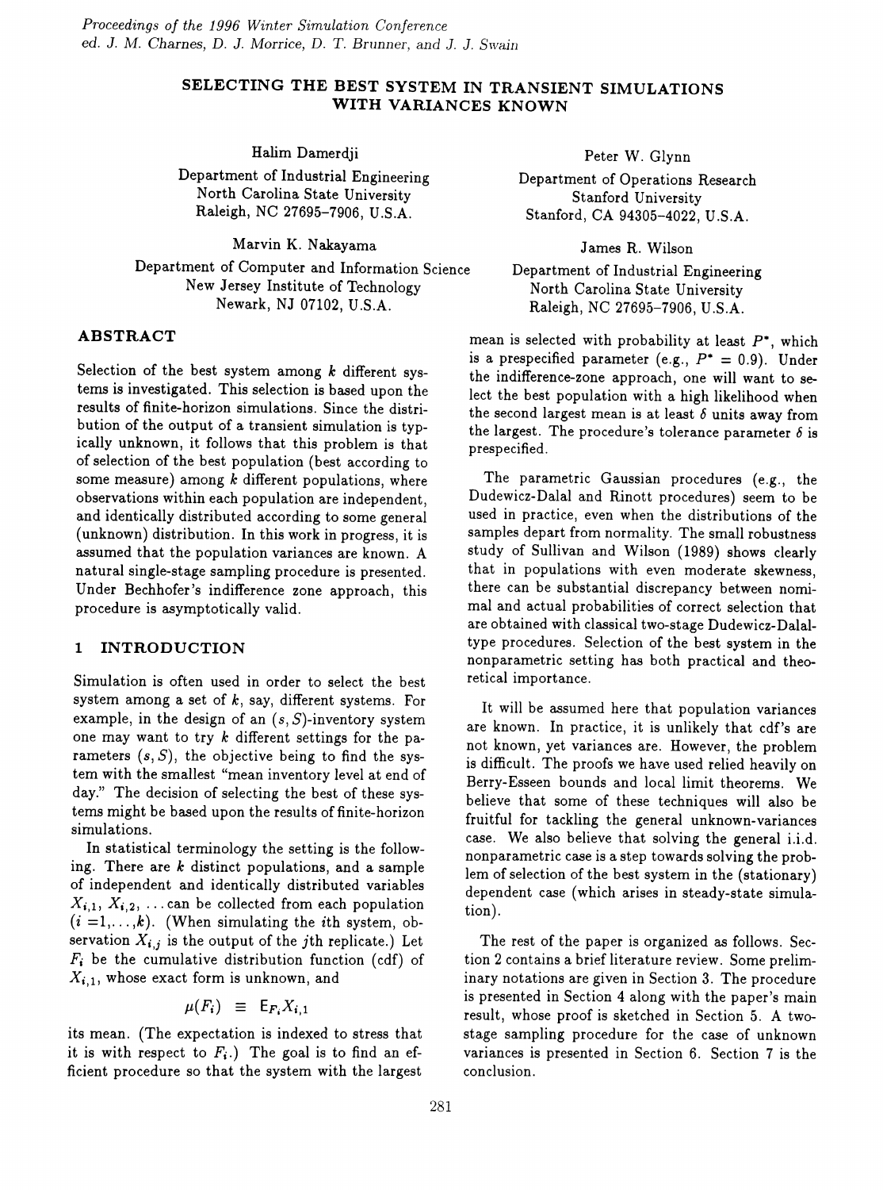# SELECTING THE BEST SYSTEM IN TRANSIENT SIMULATIONS WITH VARIANCES KNOWN

Halim Damerdji
Department of Industrial Engineering
North Carolina State University
Raleigh, NC 27695-7906, U.S.A.

Peter W. Glynn
Department of Operations Research
Stanford University
Stanford, CA 94305-4022, U.S.A.

Marvin K. Nakayama
Department of Computer and Information Science
New Jersey Institute of Technology
Newark, NJ 07102, U.S.A.

James R. Wilson
Department of Industrial Engineering
North Carolina State University
Raleigh, NC 27695-7906, U.S.A.

## ABSTRACT

Selection of the best system among $k$ different systems is investigated. This selection is based upon the results of finite-horizon simulations. Since the distribution of the output of a transient simulation is typically unknown, it follows that this problem is that of selection of the best population (best according to some measure) among $k$ different populations, where observations within each population are independent, and identically distributed according to some general (unknown) distribution. In this work in progress, it is assumed that the population variances are known. A natural single-stage sampling procedure is presented. Under Bechhofer's indifference zone approach, this procedure is asymptotically valid.

## 1 INTRODUCTION

Simulation is often used in order to select the best system among a set of $k$, say, different systems. For example, in the design of an $(s, S)$-inventory system one may want to try $k$ different settings for the parameters $(s, S)$, the objective being to find the system with the smallest "mean inventory level at end of day." The decision of selecting the best of these systems might be based upon the results of finite-horizon simulations.

In statistical terminology the setting is the following. There are $k$ distinct populations, and a sample of independent and identically distributed variables $X_{i,1}$, $X_{i,2}$, ... can be collected from each population $(i = 1, \ldots, k)$. (When simulating the $i$th system, observation $X_{i,j}$ is the output of the $j$th replicate.) Let $F_i$ be the cumulative distribution function (cdf) of $X_{i,1}$, whose exact form is unknown, and

$$\mu(F_i) \equiv \mathsf{E}_{F_i} X_{i,1}$$

its mean. (The expectation is indexed to stress that it is with respect to $F_i$.) The goal is to find an efficient procedure so that the system with the largest mean is selected with probability at least $P^*$, which is a prespecified parameter (e.g., $P^* = 0.9$). Under the indifference-zone approach, one will want to select the best population with a high likelihood when the second largest mean is at least $\delta$ units away from the largest. The procedure's tolerance parameter $\delta$ is prespecified.

The parametric Gaussian procedures (e.g., the Dudewicz-Dalal and Rinott procedures) seem to be used in practice, even when the distributions of the samples depart from normality. The small robustness study of Sullivan and Wilson (1989) shows clearly that in populations with even moderate skewness, there can be substantial discrepancy between nomimal and actual probabilities of correct selection that are obtained with classical two-stage Dudewicz-Dalal-type procedures. Selection of the best system in the nonparametric setting has both practical and theoretical importance.

It will be assumed here that population variances are known. In practice, it is unlikely that cdf's are not known, yet variances are. However, the problem is difficult. The proofs we have used relied heavily on Berry-Esseen bounds and local limit theorems. We believe that some of these techniques will also be fruitful for tackling the general unknown-variances case. We also believe that solving the general i.i.d. nonparametric case is a step towards solving the problem of selection of the best system in the (stationary) dependent case (which arises in steady-state simulation).

The rest of the paper is organized as follows. Section 2 contains a brief literature review. Some preliminary notations are given in Section 3. The procedure is presented in Section 4 along with the paper's main result, whose proof is sketched in Section 5. A two-stage sampling procedure for the case of unknown variances is presented in Section 6. Section 7 is the conclusion.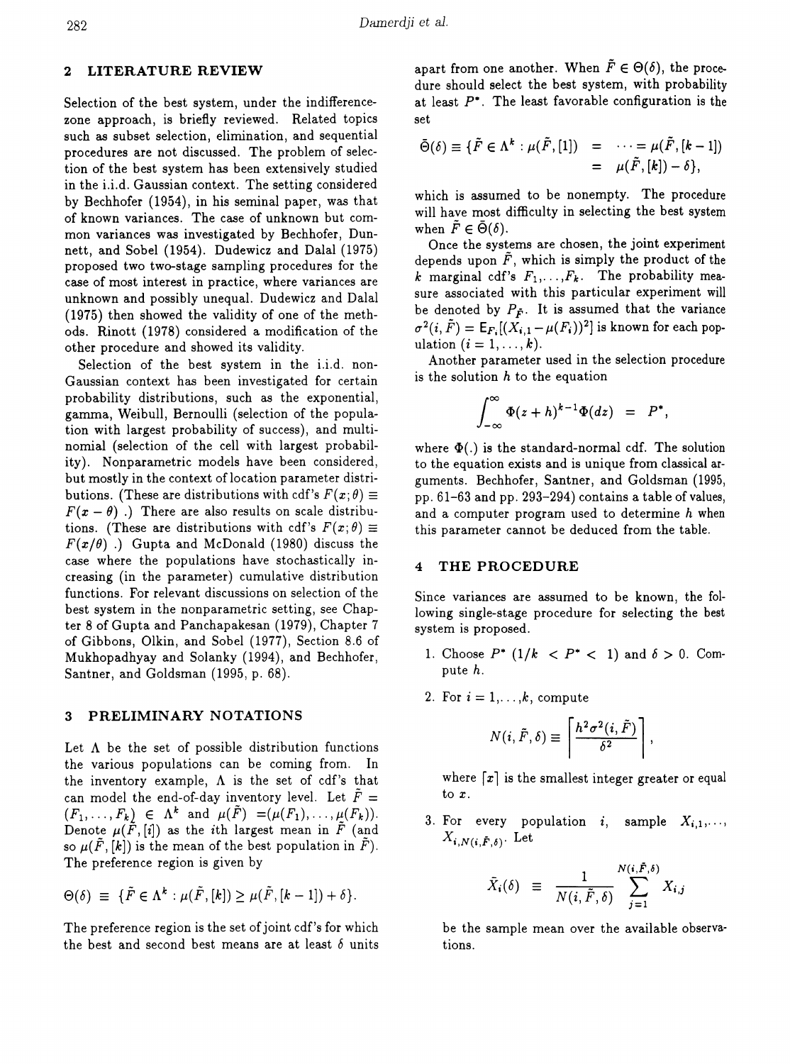## 2 LITERATURE REVIEW

Selection of the best system, under the indifference-zone approach, is briefly reviewed. Related topics such as subset selection, elimination, and sequential procedures are not discussed. The problem of selection of the best system has been extensively studied in the i.i.d. Gaussian context. The setting considered by Bechhofer (1954), in his seminal paper, was that of known variances. The case of unknown but common variances was investigated by Bechhofer, Dunnett, and Sobel (1954). Dudewicz and Dalal (1975) proposed two two-stage sampling procedures for the case of most interest in practice, where variances are unknown and possibly unequal. Dudewicz and Dalal (1975) then showed the validity of one of the methods. Rinott (1978) considered a modification of the other procedure and showed its validity.

Selection of the best system in the i.i.d. non-Gaussian context has been investigated for certain probability distributions, such as the exponential, gamma, Weibull, Bernoulli (selection of the population with largest probability of success), and multinomial (selection of the cell with largest probability). Nonparametric models have been considered, but mostly in the context of location parameter distributions. (These are distributions with cdf's $F(x;\theta) \equiv F(x-\theta)$ .) There are also results on scale distributions. (These are distributions with cdf's $F(x;\theta) \equiv F(x/\theta)$ .) Gupta and McDonald (1980) discuss the case where the populations have stochastically increasing (in the parameter) cumulative distribution functions. For relevant discussions on selection of the best system in the nonparametric setting, see Chapter 8 of Gupta and Panchapakesan (1979), Chapter 7 of Gibbons, Olkin, and Sobel (1977), Section 8.6 of Mukhopadhyay and Solanky (1994), and Bechhofer, Santner, and Goldsman (1995, p. 68).

## 3 PRELIMINARY NOTATIONS

Let $\Lambda$ be the set of possible distribution functions the various populations can be coming from. In the inventory example, $\Lambda$ is the set of cdf's that can model the end-of-day inventory level. Let $\tilde{F} = (F_1, \ldots, F_k) \in \Lambda^k$ and $\mu(\tilde{F}) = (\mu(F_1), \ldots, \mu(F_k))$. Denote $\mu(\tilde{F},[i])$ as the $i$th largest mean in $\tilde{F}$ (and so $\mu(\tilde{F},[k])$ is the mean of the best population in $\tilde{F}$). The preference region is given by

$$\Theta(\delta) \equiv \{\tilde{F} \in \Lambda^k : \mu(\tilde{F},[k]) \geq \mu(\tilde{F},[k-1]) + \delta\}.$$

The preference region is the set of joint cdf's for which the best and second best means are at least $\delta$ units apart from one another. When $\tilde{F} \in \Theta(\delta)$, the procedure should select the best system, with probability at least $P^*$. The least favorable configuration is the set

$$\bar{\Theta}(\delta) \equiv \{\tilde{F} \in \Lambda^k : \mu(\tilde{F},[1]) = \cdots = \mu(\tilde{F},[k-1]) = \mu(\tilde{F},[k]) - \delta\},$$

which is assumed to be nonempty. The procedure will have most difficulty in selecting the best system when $\tilde{F} \in \bar{\Theta}(\delta)$.

Once the systems are chosen, the joint experiment depends upon $\tilde{F}$, which is simply the product of the $k$ marginal cdf's $F_1, \ldots, F_k$. The probability measure associated with this particular experiment will be denoted by $P_{\tilde{F}}$. It is assumed that the variance $\sigma^2(i,\tilde{F}) = \mathsf{E}_{F_i}[(X_{i,1} - \mu(F_i))^2]$ is known for each population $(i = 1, \ldots, k)$.

Another parameter used in the selection procedure is the solution $h$ to the equation

$$\int_{-\infty}^{\infty} \Phi(z+h)^{k-1}\Phi(dz) = P^*,$$

where $\Phi(.)$ is the standard-normal cdf. The solution to the equation exists and is unique from classical arguments. Bechhofer, Santner, and Goldsman (1995, pp. 61–63 and pp. 293–294) contains a table of values, and a computer program used to determine $h$ when this parameter cannot be deduced from the table.

## 4 THE PROCEDURE

Since variances are assumed to be known, the following single-stage procedure for selecting the best system is proposed.

1. Choose $P^*$ $(1/k < P^* < 1)$ and $\delta > 0$. Compute $h$.

2. For $i = 1, \ldots, k$, compute

$$N(i,\tilde{F},\delta) \equiv \left\lceil \frac{h^2\sigma^2(i,\tilde{F})}{\delta^2} \right\rceil,$$

where $\lceil x \rceil$ is the smallest integer greater or equal to $x$.

3. For every population $i$, sample $X_{i,1}, \ldots, X_{i,N(i,\tilde{F},\delta)}$. Let

$$\bar{X}_i(\delta) \equiv \frac{1}{N(i,\tilde{F},\delta)} \sum_{j=1}^{N(i,\tilde{F},\delta)} X_{i,j}$$

be the sample mean over the available observations.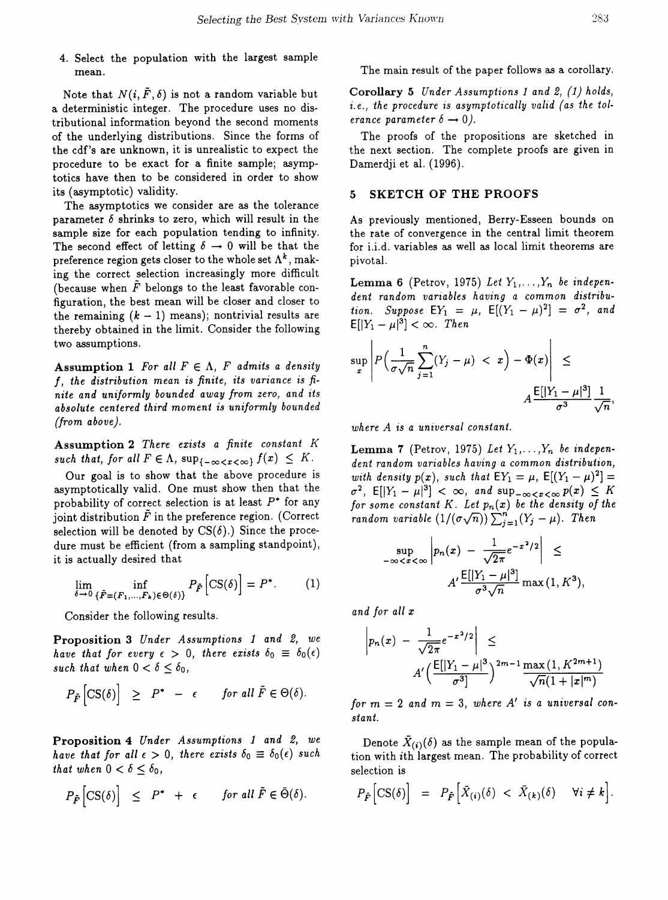4. Select the population with the largest sample mean.

Note that $N(i, \tilde{F}, \delta)$ is not a random variable but a deterministic integer. The procedure uses no distributional information beyond the second moments of the underlying distributions. Since the forms of the cdf's are unknown, it is unrealistic to expect the procedure to be exact for a finite sample; asymptotics have then to be considered in order to show its (asymptotic) validity.

The asymptotics we consider are as the tolerance parameter $\delta$ shrinks to zero, which will result in the sample size for each population tending to infinity. The second effect of letting $\delta \to 0$ will be that the preference region gets closer to the whole set $\Lambda^k$, making the correct selection increasingly more difficult (because when $\tilde{F}$ belongs to the least favorable configuration, the best mean will be closer and closer to the remaining $(k-1)$ means); nontrivial results are thereby obtained in the limit. Consider the following two assumptions.

**Assumption 1** *For all $F \in \Lambda$, $F$ admits a density $f$, the distribution mean is finite, its variance is finite and uniformly bounded away from zero, and its absolute centered third moment is uniformly bounded (from above).*

**Assumption 2** *There exists a finite constant $K$ such that, for all $F \in \Lambda$, $\sup_{\{-\infty < x < \infty\}} f(x) \leq K$.*

Our goal is to show that the above procedure is asymptotically valid. One must show then that the probability of correct selection is at least $P^*$ for any joint distribution $\tilde{F}$ in the preference region. (Correct selection will be denoted by $\mathrm{CS}(\delta)$.) Since the procedure must be efficient (from a sampling standpoint), it is actually desired that

$$\lim_{\delta \to 0} \inf_{\{\tilde{F}=(F_1,\ldots,F_k) \in \Theta(\delta)\}} P_{\tilde{F}}\Big[\mathrm{CS}(\delta)\Big] = P^*. \qquad (1)$$

Consider the following results.

**Proposition 3** *Under Assumptions 1 and 2, we have that for every $\epsilon > 0$, there exists $\delta_0 \equiv \delta_0(\epsilon)$ such that when $0 < \delta \leq \delta_0$,*

$$P_{\tilde{F}}\Big[\mathrm{CS}(\delta)\Big] \;\geq\; P^* \;-\; \epsilon \qquad \text{for all } \tilde{F} \in \Theta(\delta).$$

**Proposition 4** *Under Assumptions 1 and 2, we have that for all $\epsilon > 0$, there exists $\delta_0 \equiv \delta_0(\epsilon)$ such that when $0 < \delta \leq \delta_0$,*

$$P_{\tilde{F}}\Big[\mathrm{CS}(\delta)\Big] \;\leq\; P^* \;+\; \epsilon \qquad \text{for all } \tilde{F} \in \bar{\Theta}(\delta).$$

The main result of the paper follows as a corollary.

**Corollary 5** *Under Assumptions 1 and 2, (1) holds, i.e., the procedure is asymptotically valid (as the tolerance parameter $\delta \to 0$).*

The proofs of the propositions are sketched in the next section. The complete proofs are given in Damerdji et al. (1996).

## 5 SKETCH OF THE PROOFS

As previously mentioned, Berry-Esseen bounds on the rate of convergence in the central limit theorem for i.i.d. variables as well as local limit theorems are pivotal.

**Lemma 6** (Petrov, 1975) *Let $Y_1, \ldots, Y_n$ be independent random variables having a common distribution. Suppose $\mathsf{E}Y_1 = \mu$, $\mathsf{E}[(Y_1 - \mu)^2] = \sigma^2$, and $\mathsf{E}[|Y_1 - \mu|^3] < \infty$. Then*

$$\sup_x \left| P\Big(\frac{1}{\sigma\sqrt{n}} \sum_{j=1}^{n} (Y_j - \mu) \;<\; x\Big) - \Phi(x) \right| \;\leq\; A \frac{\mathsf{E}[|Y_1 - \mu|^3]}{\sigma^3} \frac{1}{\sqrt{n}},$$

*where $A$ is a universal constant.*

**Lemma 7** (Petrov, 1975) *Let $Y_1, \ldots, Y_n$ be independent random variables having a common distribution, with density $p(x)$, such that $\mathsf{E}Y_1 = \mu$, $\mathsf{E}[(Y_1 - \mu)^2] = \sigma^2$, $\mathsf{E}[|Y_1 - \mu|^3] < \infty$, and $\sup_{-\infty < x < \infty} p(x) \leq K$ for some constant $K$. Let $p_n(x)$ be the density of the random variable $(1/(\sigma\sqrt{n})) \sum_{j=1}^{n} (Y_j - \mu)$. Then*

$$\sup_{-\infty < x < \infty} \left| p_n(x) \;-\; \frac{1}{\sqrt{2\pi}} e^{-x^2/2} \right| \;\leq\; A' \frac{\mathsf{E}[|Y_1 - \mu|^3]}{\sigma^3 \sqrt{n}} \max(1, K^3),$$

*and for all $x$*

$$\left| p_n(x) \;-\; \frac{1}{\sqrt{2\pi}} e^{-x^2/2} \right| \;\leq\; A' \Big( \frac{\mathsf{E}[|Y_1 - \mu|^3}{\sigma^3]} \Big)^{2m-1} \frac{\max(1, K^{2m+1})}{\sqrt{n}(1 + |x|^m)}$$

*for $m = 2$ and $m = 3$, where $A'$ is a universal constant.*

Denote $\bar{X}_{(i)}(\delta)$ as the sample mean of the population with $i$th largest mean. The probability of correct selection is

$$P_{\tilde{F}}\Big[\mathrm{CS}(\delta)\Big] \;=\; P_{\tilde{F}}\Big[\bar{X}_{(i)}(\delta) \;<\; \bar{X}_{(k)}(\delta) \quad \forall i \neq k\Big].$$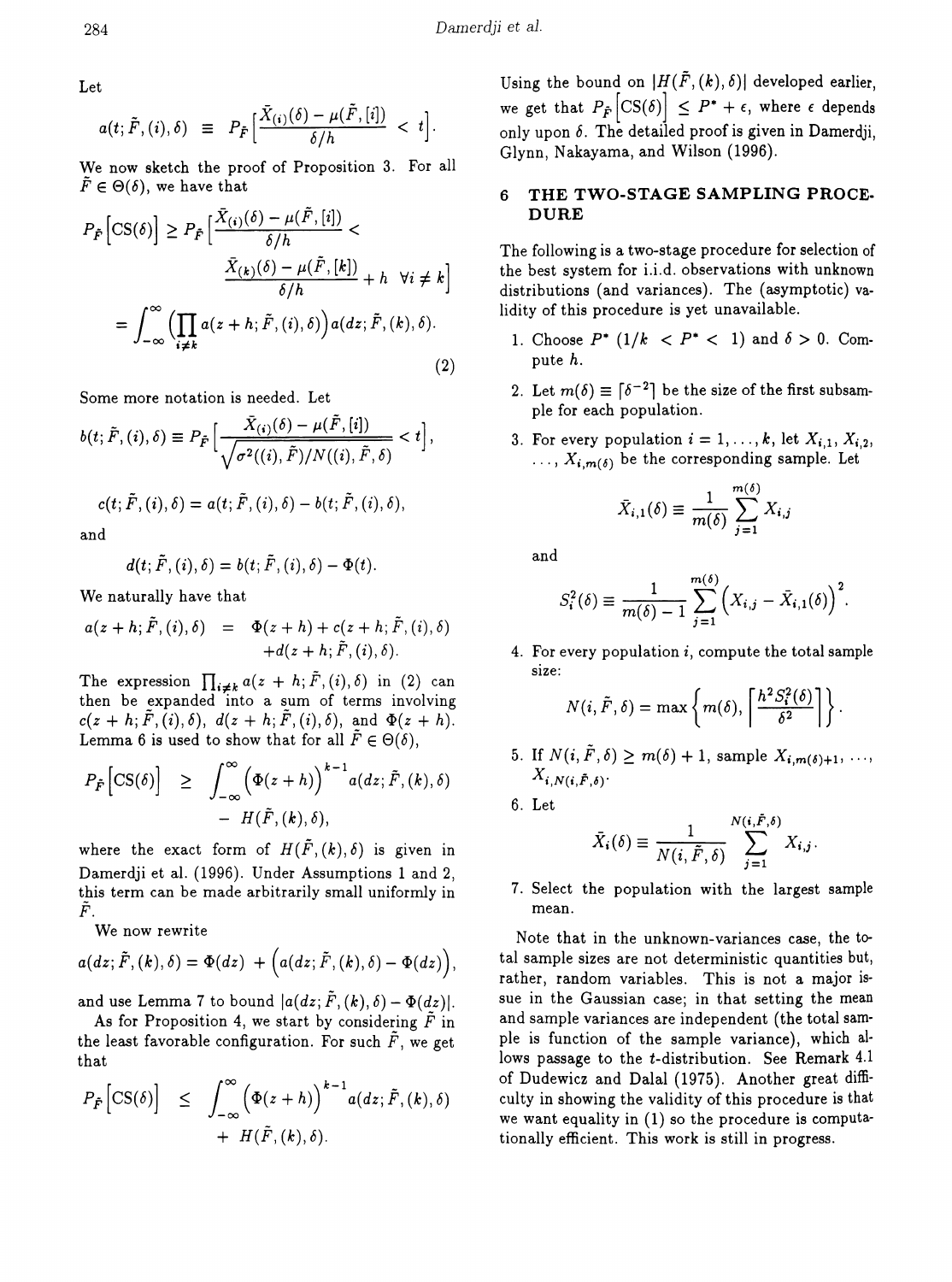Let

$$a(t; \tilde{F}, (i), \delta) \equiv P_{\tilde{F}}\Big[\frac{\bar{X}_{(i)}(\delta) - \mu(\tilde{F}, [i])}{\delta/h} < t\Big].$$

We now sketch the proof of Proposition 3. For all $\tilde{F} \in \Theta(\delta)$, we have that

$$P_{\tilde{F}}\Big[\mathrm{CS}(\delta)\Big] \geq P_{\tilde{F}}\Big[\frac{\bar{X}_{(i)}(\delta) - \mu(\tilde{F}, [i])}{\delta/h} < \frac{\bar{X}_{(k)}(\delta) - \mu(\tilde{F}, [k])}{\delta/h} + h \;\; \forall i \neq k\Big]$$

$$= \int_{-\infty}^{\infty} \Big(\prod_{i \neq k} a(z+h; \tilde{F}, (i), \delta)\Big) a(dz; \tilde{F}, (k), \delta). \qquad (2)$$

Some more notation is needed. Let

$$b(t; \tilde{F}, (i), \delta) \equiv P_{\tilde{F}}\Big[\frac{\bar{X}_{(i)}(\delta) - \mu(\tilde{F}, [i])}{\sqrt{\sigma^2((i), \tilde{F})/N((i), \tilde{F}, \delta)}} < t\Big],$$

$$c(t; \tilde{F}, (i), \delta) = a(t; \tilde{F}, (i), \delta) - b(t; \tilde{F}, (i), \delta),$$

and

$$d(t; \tilde{F}, (i), \delta) = b(t; \tilde{F}, (i), \delta) - \Phi(t).$$

We naturally have that

$$a(z+h; \tilde{F}, (i), \delta) = \Phi(z+h) + c(z+h; \tilde{F}, (i), \delta) + d(z+h; \tilde{F}, (i), \delta).$$

The expression $\prod_{i \neq k} a(z+h; \tilde{F}, (i), \delta)$ in (2) can then be expanded into a sum of terms involving $c(z+h; \tilde{F}, (i), \delta)$, $d(z+h; \tilde{F}, (i), \delta)$, and $\Phi(z+h)$. Lemma 6 is used to show that for all $\tilde{F} \in \Theta(\delta)$,

$$P_{\tilde{F}}\Big[\mathrm{CS}(\delta)\Big] \geq \int_{-\infty}^{\infty} \Big(\Phi(z+h)\Big)^{k-1} a(dz; \tilde{F}, (k), \delta) - H(\tilde{F}, (k), \delta),$$

where the exact form of $H(\tilde{F}, (k), \delta)$ is given in Damerdji et al. (1996). Under Assumptions 1 and 2, this term can be made arbitrarily small uniformly in $\tilde{F}$.

We now rewrite

$$a(dz; \tilde{F}, (k), \delta) = \Phi(dz) + \Big(a(dz; \tilde{F}, (k), \delta) - \Phi(dz)\Big),$$

and use Lemma 7 to bound $|a(dz; \tilde{F}, (k), \delta) - \Phi(dz)|$.

As for Proposition 4, we start by considering $\tilde{F}$ in the least favorable configuration. For such $\tilde{F}$, we get that

$$P_{\tilde{F}}\Big[\mathrm{CS}(\delta)\Big] \leq \int_{-\infty}^{\infty} \Big(\Phi(z+h)\Big)^{k-1} a(dz; \tilde{F}, (k), \delta) + H(\tilde{F}, (k), \delta).$$

Using the bound on $|H(\tilde{F}, (k), \delta)|$ developed earlier, we get that $P_{\tilde{F}}\Big[\mathrm{CS}(\delta)\Big] \leq P^* + \epsilon$, where $\epsilon$ depends only upon $\delta$. The detailed proof is given in Damerdji, Glynn, Nakayama, and Wilson (1996).

## 6 THE TWO-STAGE SAMPLING PROCEDURE

The following is a two-stage procedure for selection of the best system for i.i.d. observations with unknown distributions (and variances). The (asymptotic) validity of this procedure is yet unavailable.

1. Choose $P^*$ ($1/k < P^* < 1$) and $\delta > 0$. Compute $h$.
2. Let $m(\delta) \equiv \lceil \delta^{-2} \rceil$ be the size of the first subsample for each population.
3. For every population $i = 1, \ldots, k$, let $X_{i,1}, X_{i,2}, \ldots, X_{i,m(\delta)}$ be the corresponding sample. Let
$$\bar{X}_{i,1}(\delta) \equiv \frac{1}{m(\delta)} \sum_{j=1}^{m(\delta)} X_{i,j}$$
and
$$S_i^2(\delta) \equiv \frac{1}{m(\delta)-1} \sum_{j=1}^{m(\delta)} \Big(X_{i,j} - \bar{X}_{i,1}(\delta)\Big)^2.$$
4. For every population $i$, compute the total sample size:
$$N(i, \tilde{F}, \delta) = \max\Big\{m(\delta), \Big\lceil \frac{h^2 S_i^2(\delta)}{\delta^2} \Big\rceil\Big\}.$$
5. If $N(i, \tilde{F}, \delta) \geq m(\delta) + 1$, sample $X_{i,m(\delta)+1}, \ldots, X_{i,N(i,\tilde{F},\delta)}$.
6. Let
$$\bar{X}_i(\delta) \equiv \frac{1}{N(i, \tilde{F}, \delta)} \sum_{j=1}^{N(i,\tilde{F},\delta)} X_{i,j}.$$
7. Select the population with the largest sample mean.

Note that in the unknown-variances case, the total sample sizes are not deterministic quantities but, rather, random variables. This is not a major issue in the Gaussian case; in that setting the mean and sample variances are independent (the total sample is function of the sample variance), which allows passage to the $t$-distribution. See Remark 4.1 of Dudewicz and Dalal (1975). Another great difficulty in showing the validity of this procedure is that we want equality in (1) so the procedure is computationally efficient. This work is still in progress.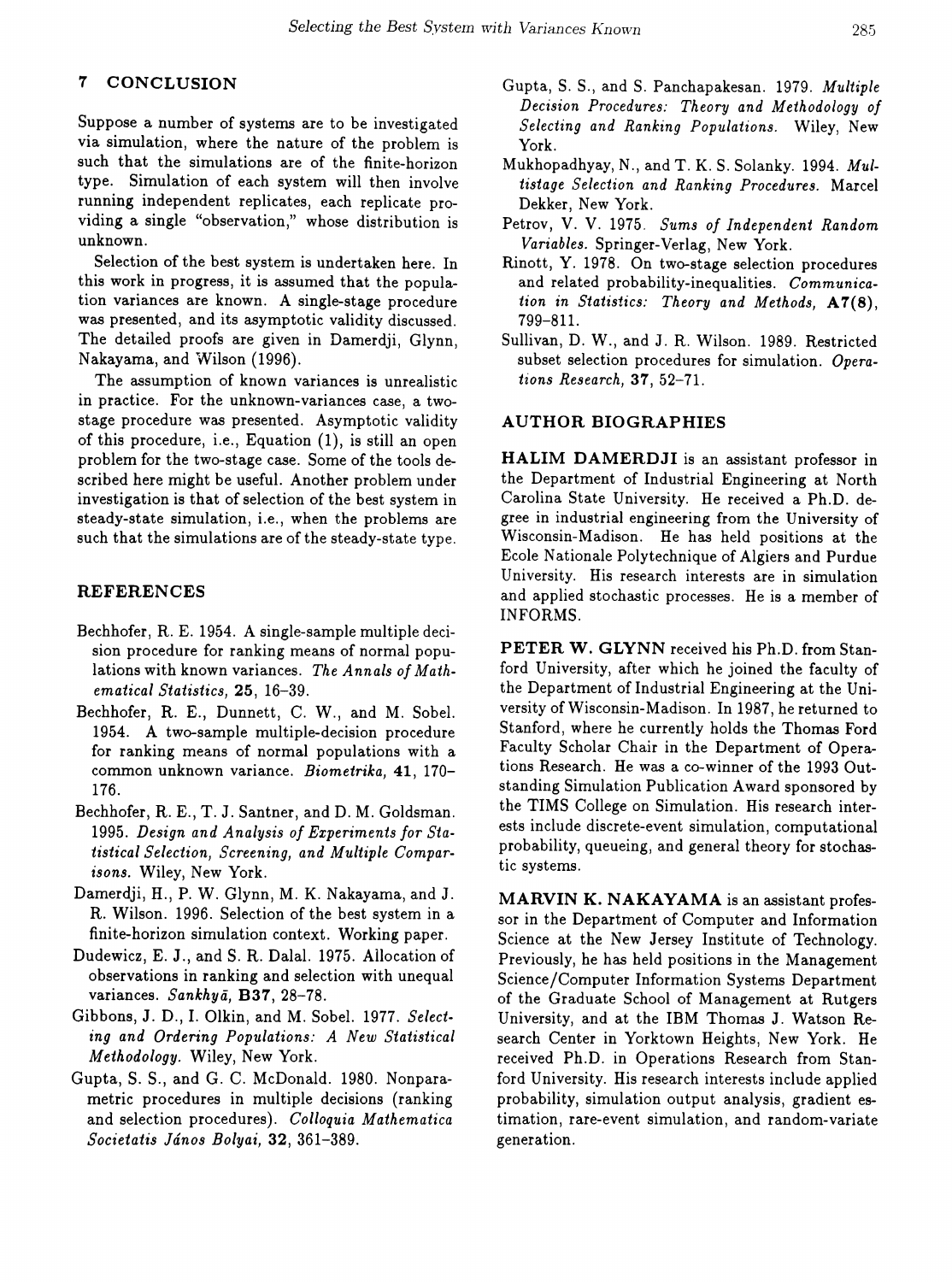## 7 CONCLUSION

Suppose a number of systems are to be investigated via simulation, where the nature of the problem is such that the simulations are of the finite-horizon type. Simulation of each system will then involve running independent replicates, each replicate providing a single "observation," whose distribution is unknown.

Selection of the best system is undertaken here. In this work in progress, it is assumed that the population variances are known. A single-stage procedure was presented, and its asymptotic validity discussed. The detailed proofs are given in Damerdji, Glynn, Nakayama, and Wilson (1996).

The assumption of known variances is unrealistic in practice. For the unknown-variances case, a two-stage procedure was presented. Asymptotic validity of this procedure, i.e., Equation (1), is still an open problem for the two-stage case. Some of the tools described here might be useful. Another problem under investigation is that of selection of the best system in steady-state simulation, i.e., when the problems are such that the simulations are of the steady-state type.

## REFERENCES

Bechhofer, R. E. 1954. A single-sample multiple decision procedure for ranking means of normal populations with known variances. *The Annals of Mathematical Statistics*, **25**, 16–39.

Bechhofer, R. E., Dunnett, C. W., and M. Sobel. 1954. A two-sample multiple-decision procedure for ranking means of normal populations with a common unknown variance. *Biometrika*, **41**, 170–176.

Bechhofer, R. E., T. J. Santner, and D. M. Goldsman. 1995. *Design and Analysis of Experiments for Statistical Selection, Screening, and Multiple Comparisons.* Wiley, New York.

Damerdji, H., P. W. Glynn, M. K. Nakayama, and J. R. Wilson. 1996. Selection of the best system in a finite-horizon simulation context. Working paper.

Dudewicz, E. J., and S. R. Dalal. 1975. Allocation of observations in ranking and selection with unequal variances. *Sankhyā*, **B37**, 28–78.

Gibbons, J. D., I. Olkin, and M. Sobel. 1977. *Selecting and Ordering Populations: A New Statistical Methodology.* Wiley, New York.

Gupta, S. S., and G. C. McDonald. 1980. Nonparametric procedures in multiple decisions (ranking and selection procedures). *Colloquia Mathematica Societatis János Bolyai*, **32**, 361–389.

Gupta, S. S., and S. Panchapakesan. 1979. *Multiple Decision Procedures: Theory and Methodology of Selecting and Ranking Populations.* Wiley, New York.

Mukhopadhyay, N., and T. K. S. Solanky. 1994. *Multistage Selection and Ranking Procedures.* Marcel Dekker, New York.

Petrov, V. V. 1975. *Sums of Independent Random Variables.* Springer-Verlag, New York.

Rinott, Y. 1978. On two-stage selection procedures and related probability-inequalities. *Communication in Statistics: Theory and Methods,* **A7(8)**, 799–811.

Sullivan, D. W., and J. R. Wilson. 1989. Restricted subset selection procedures for simulation. *Operations Research*, **37**, 52–71.

## AUTHOR BIOGRAPHIES

**HALIM DAMERDJI** is an assistant professor in the Department of Industrial Engineering at North Carolina State University. He received a Ph.D. degree in industrial engineering from the University of Wisconsin-Madison. He has held positions at the Ecole Nationale Polytechnique of Algiers and Purdue University. His research interests are in simulation and applied stochastic processes. He is a member of INFORMS.

**PETER W. GLYNN** received his Ph.D. from Stanford University, after which he joined the faculty of the Department of Industrial Engineering at the University of Wisconsin-Madison. In 1987, he returned to Stanford, where he currently holds the Thomas Ford Faculty Scholar Chair in the Department of Operations Research. He was a co-winner of the 1993 Outstanding Simulation Publication Award sponsored by the TIMS College on Simulation. His research interests include discrete-event simulation, computational probability, queueing, and general theory for stochastic systems.

**MARVIN K. NAKAYAMA** is an assistant professor in the Department of Computer and Information Science at the New Jersey Institute of Technology. Previously, he has held positions in the Management Science/Computer Information Systems Department of the Graduate School of Management at Rutgers University, and at the IBM Thomas J. Watson Research Center in Yorktown Heights, New York. He received Ph.D. in Operations Research from Stanford University. His research interests include applied probability, simulation output analysis, gradient estimation, rare-event simulation, and random-variate generation.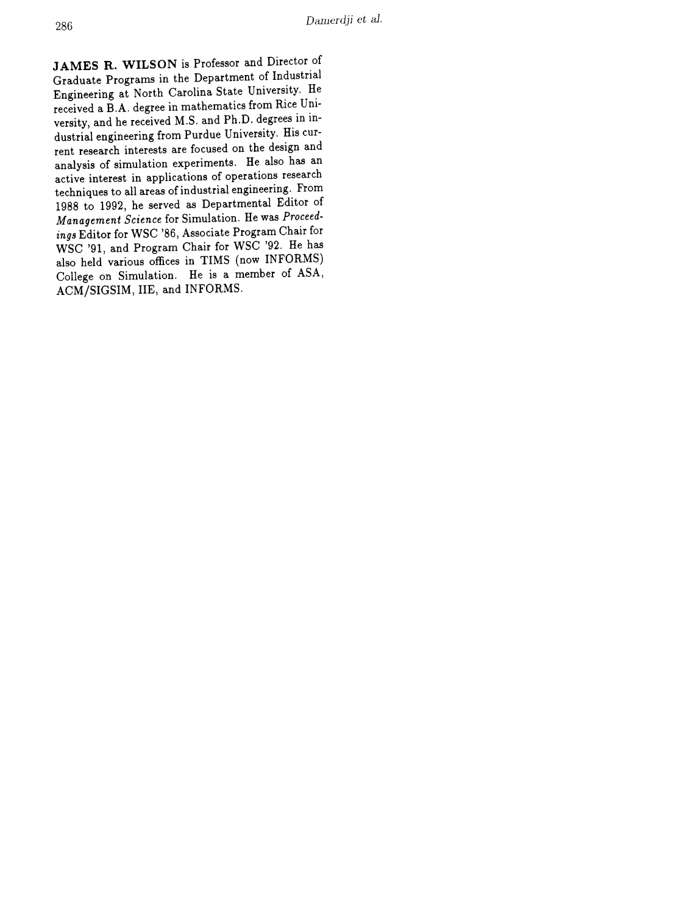**JAMES R. WILSON** is Professor and Director of Graduate Programs in the Department of Industrial Engineering at North Carolina State University. He received a B.A. degree in mathematics from Rice University, and he received M.S. and Ph.D. degrees in industrial engineering from Purdue University. His current research interests are focused on the design and analysis of simulation experiments. He also has an active interest in applications of operations research techniques to all areas of industrial engineering. From 1988 to 1992, he served as Departmental Editor of *Management Science* for Simulation. He was *Proceedings* Editor for WSC '86, Associate Program Chair for WSC '91, and Program Chair for WSC '92. He has also held various offices in TIMS (now INFORMS) College on Simulation. He is a member of ASA, ACM/SIGSIM, IIE, and INFORMS.